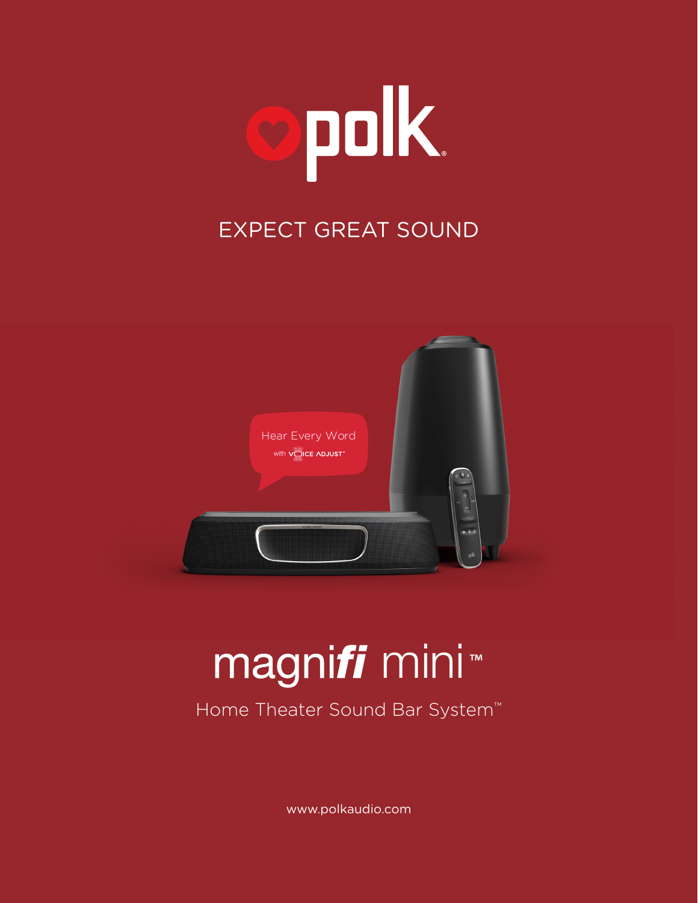polk

EXPECT GREAT SOUND

Hear Every Word
with VOICE ADJUST™

# magnifi mini™

## Home Theater Sound Bar System™

www.polkaudio.com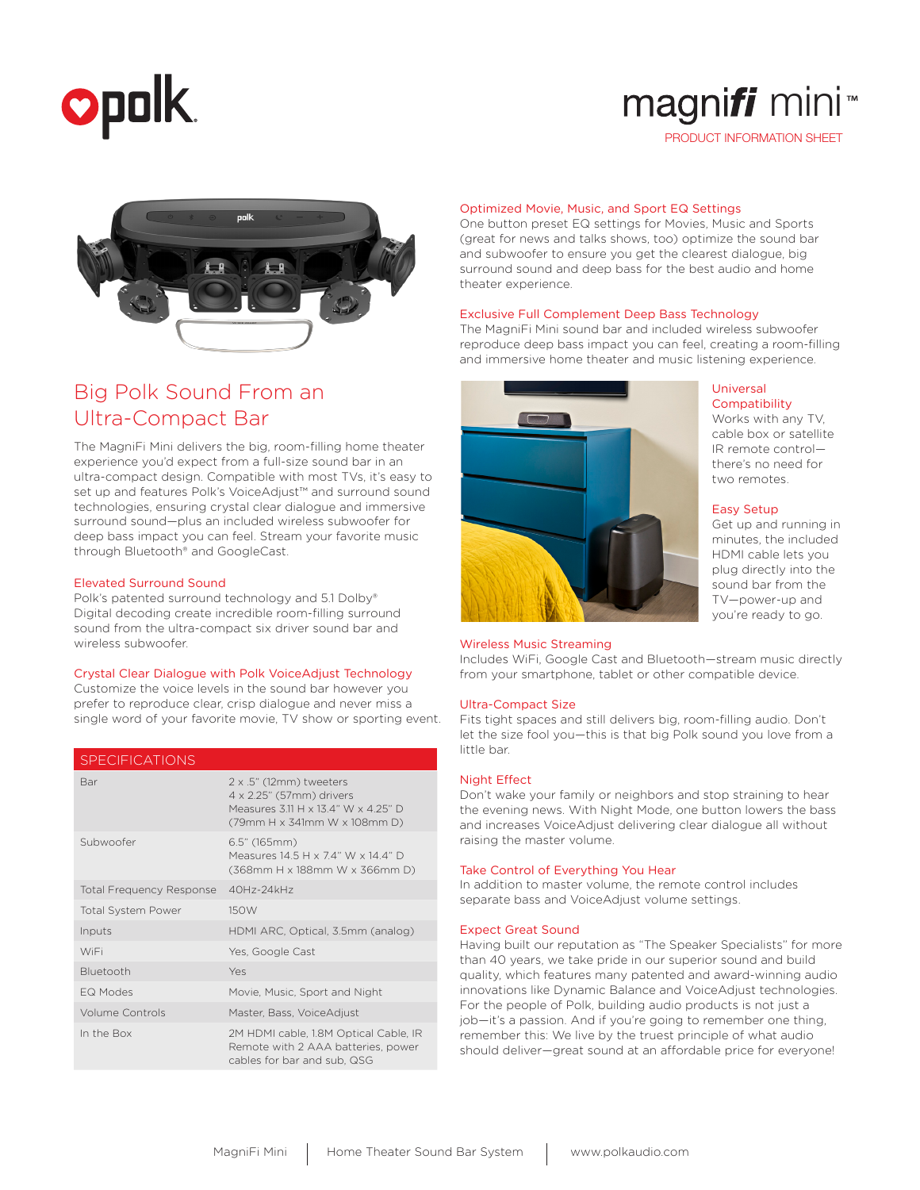# polk

# magnifi mini™

PRODUCT INFORMATION SHEET

## Big Polk Sound From an Ultra-Compact Bar

The MagniFi Mini delivers the big, room-filling home theater experience you'd expect from a full-size sound bar in an ultra-compact design. Compatible with most TVs, it's easy to set up and features Polk's VoiceAdjust™ and surround sound technologies, ensuring crystal clear dialogue and immersive surround sound—plus an included wireless subwoofer for deep bass impact you can feel. Stream your favorite music through Bluetooth® and GoogleCast.

### Elevated Surround Sound

Polk's patented surround technology and 5.1 Dolby® Digital decoding create incredible room-filling surround sound from the ultra-compact six driver sound bar and wireless subwoofer.

### Crystal Clear Dialogue with Polk VoiceAdjust Technology

Customize the voice levels in the sound bar however you prefer to reproduce clear, crisp dialogue and never miss a single word of your favorite movie, TV show or sporting event.

## SPECIFICATIONS

| | |
|---|---|
| Bar | 2 x .5" (12mm) tweeters<br>4 x 2.25" (57mm) drivers<br>Measures 3.11 H x 13.4" W x 4.25" D (79mm H x 341mm W x 108mm D) |
| Subwoofer | 6.5" (165mm)<br>Measures 14.5 H x 7.4" W x 14.4" D (368mm H x 188mm W x 366mm D) |
| Total Frequency Response | 40Hz-24kHz |
| Total System Power | 150W |
| Inputs | HDMI ARC, Optical, 3.5mm (analog) |
| WiFi | Yes, Google Cast |
| Bluetooth | Yes |
| EQ Modes | Movie, Music, Sport and Night |
| Volume Controls | Master, Bass, VoiceAdjust |
| In the Box | 2M HDMI cable, 1.8M Optical Cable, IR Remote with 2 AAA batteries, power cables for bar and sub, QSG |

### Optimized Movie, Music, and Sport EQ Settings

One button preset EQ settings for Movies, Music and Sports (great for news and talks shows, too) optimize the sound bar and subwoofer to ensure you get the clearest dialogue, big surround sound and deep bass for the best audio and home theater experience.

### Exclusive Full Complement Deep Bass Technology

The MagniFi Mini sound bar and included wireless subwoofer reproduce deep bass impact you can feel, creating a room-filling and immersive home theater and music listening experience.

### Universal Compatibility

Works with any TV, cable box or satellite IR remote control—there's no need for two remotes.

### Easy Setup

Get up and running in minutes, the included HDMI cable lets you plug directly into the sound bar from the TV—power-up and you're ready to go.

### Wireless Music Streaming

Includes WiFi, Google Cast and Bluetooth—stream music directly from your smartphone, tablet or other compatible device.

### Ultra-Compact Size

Fits tight spaces and still delivers big, room-filling audio. Don't let the size fool you—this is that big Polk sound you love from a little bar.

### Night Effect

Don't wake your family or neighbors and stop straining to hear the evening news. With Night Mode, one button lowers the bass and increases VoiceAdjust delivering clear dialogue all without raising the master volume.

### Take Control of Everything You Hear

In addition to master volume, the remote control includes separate bass and VoiceAdjust volume settings.

### Expect Great Sound

Having built our reputation as "The Speaker Specialists" for more than 40 years, we take pride in our superior sound and build quality, which features many patented and award-winning audio innovations like Dynamic Balance and VoiceAdjust technologies. For the people of Polk, building audio products is not just a job—it's a passion. And if you're going to remember one thing, remember this: We live by the truest principle of what audio should deliver—great sound at an affordable price for everyone!